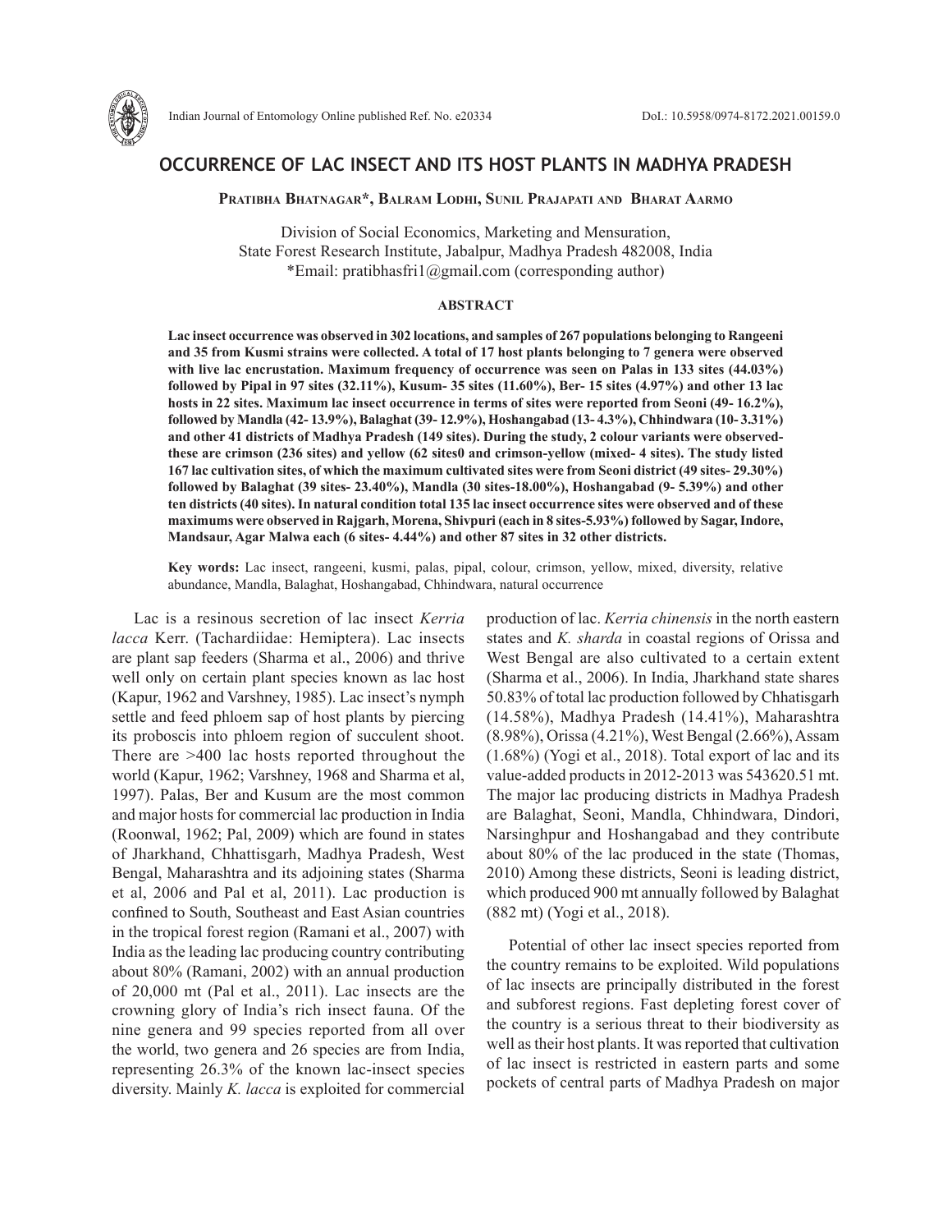# OCCURRENCE OF LAC INSECT AND ITS HOST PLANTS IN MADHYA PRADESH

**Pratibha Bhatnagar\*, Balram Lodhi, Sunil Prajapati and Bharat Aarmo**

Division of Social Economics, Marketing and Mensuration,
State Forest Research Institute, Jabalpur, Madhya Pradesh 482008, India
\*Email: pratibhasfri1@gmail.com (corresponding author)

## ABSTRACT

**Lac insect occurrence was observed in 302 locations, and samples of 267 populations belonging to Rangeeni and 35 from Kusmi strains were collected. A total of 17 host plants belonging to 7 genera were observed with live lac encrustation. Maximum frequency of occurrence was seen on Palas in 133 sites (44.03%) followed by Pipal in 97 sites (32.11%), Kusum- 35 sites (11.60%), Ber- 15 sites (4.97%) and other 13 lac hosts in 22 sites. Maximum lac insect occurrence in terms of sites were reported from Seoni (49- 16.2%), followed by Mandla (42- 13.9%), Balaghat (39- 12.9%), Hoshangabad (13- 4.3%), Chhindwara (10- 3.31%) and other 41 districts of Madhya Pradesh (149 sites). During the study, 2 colour variants were observed- these are crimson (236 sites) and yellow (62 sites0 and crimson-yellow (mixed- 4 sites). The study listed 167 lac cultivation sites, of which the maximum cultivated sites were from Seoni district (49 sites- 29.30%) followed by Balaghat (39 sites- 23.40%), Mandla (30 sites-18.00%), Hoshangabad (9- 5.39%) and other ten districts (40 sites). In natural condition total 135 lac insect occurrence sites were observed and of these maximums were observed in Rajgarh, Morena, Shivpuri (each in 8 sites-5.93%) followed by Sagar, Indore, Mandsaur, Agar Malwa each (6 sites- 4.44%) and other 87 sites in 32 other districts.**

**Key words:** Lac insect, rangeeni, kusmi, palas, pipal, colour, crimson, yellow, mixed, diversity, relative abundance, Mandla, Balaghat, Hoshangabad, Chhindwara, natural occurrence

Lac is a resinous secretion of lac insect *Kerria lacca* Kerr. (Tachardiidae: Hemiptera). Lac insects are plant sap feeders (Sharma et al., 2006) and thrive well only on certain plant species known as lac host (Kapur, 1962 and Varshney, 1985). Lac insect's nymph settle and feed phloem sap of host plants by piercing its proboscis into phloem region of succulent shoot. There are >400 lac hosts reported throughout the world (Kapur, 1962; Varshney, 1968 and Sharma et al, 1997). Palas, Ber and Kusum are the most common and major hosts for commercial lac production in India (Roonwal, 1962; Pal, 2009) which are found in states of Jharkhand, Chhattisgarh, Madhya Pradesh, West Bengal, Maharashtra and its adjoining states (Sharma et al, 2006 and Pal et al, 2011). Lac production is confined to South, Southeast and East Asian countries in the tropical forest region (Ramani et al., 2007) with India as the leading lac producing country contributing about 80% (Ramani, 2002) with an annual production of 20,000 mt (Pal et al., 2011). Lac insects are the crowning glory of India's rich insect fauna. Of the nine genera and 99 species reported from all over the world, two genera and 26 species are from India, representing 26.3% of the known lac-insect species diversity. Mainly *K. lacca* is exploited for commercial production of lac. *Kerria chinensis* in the north eastern states and *K. sharda* in coastal regions of Orissa and West Bengal are also cultivated to a certain extent (Sharma et al., 2006). In India, Jharkhand state shares 50.83% of total lac production followed by Chhatisgarh (14.58%), Madhya Pradesh (14.41%), Maharashtra (8.98%), Orissa (4.21%), West Bengal (2.66%), Assam (1.68%) (Yogi et al., 2018). Total export of lac and its value-added products in 2012-2013 was 543620.51 mt. The major lac producing districts in Madhya Pradesh are Balaghat, Seoni, Mandla, Chhindwara, Dindori, Narsinghpur and Hoshangabad and they contribute about 80% of the lac produced in the state (Thomas, 2010) Among these districts, Seoni is leading district, which produced 900 mt annually followed by Balaghat (882 mt) (Yogi et al., 2018).

Potential of other lac insect species reported from the country remains to be exploited. Wild populations of lac insects are principally distributed in the forest and subforest regions. Fast depleting forest cover of the country is a serious threat to their biodiversity as well as their host plants. It was reported that cultivation of lac insect is restricted in eastern parts and some pockets of central parts of Madhya Pradesh on major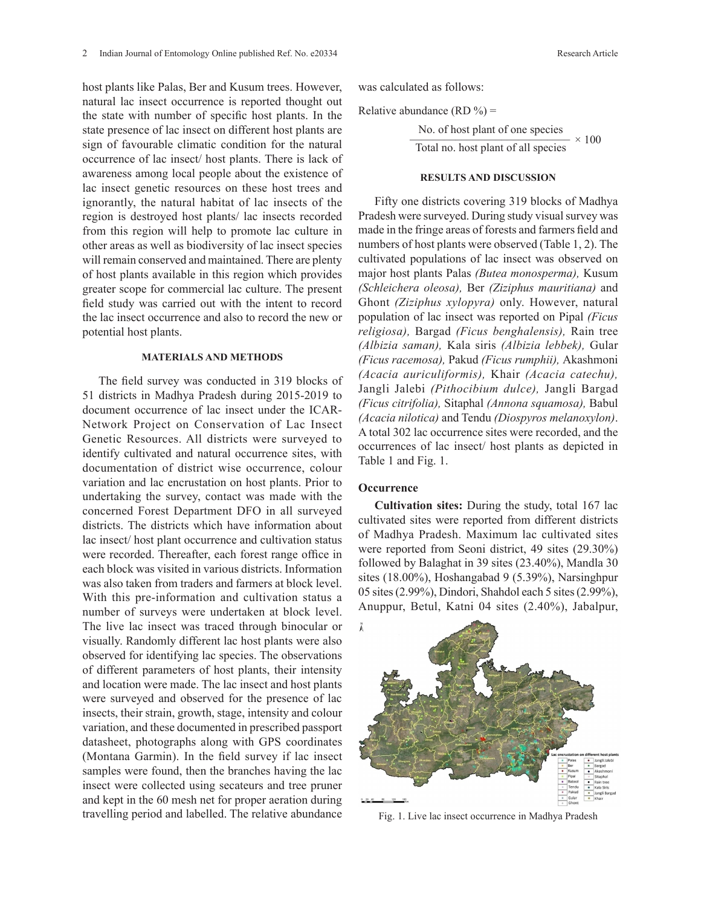host plants like Palas, Ber and Kusum trees. However, natural lac insect occurrence is reported thought out the state with number of specific host plants. In the state presence of lac insect on different host plants are sign of favourable climatic condition for the natural occurrence of lac insect/ host plants. There is lack of awareness among local people about the existence of lac insect genetic resources on these host trees and ignorantly, the natural habitat of lac insects of the region is destroyed host plants/ lac insects recorded from this region will help to promote lac culture in other areas as well as biodiversity of lac insect species will remain conserved and maintained. There are plenty of host plants available in this region which provides greater scope for commercial lac culture. The present field study was carried out with the intent to record the lac insect occurrence and also to record the new or potential host plants.

## MATERIALS AND METHODS

The field survey was conducted in 319 blocks of 51 districts in Madhya Pradesh during 2015-2019 to document occurrence of lac insect under the ICAR-Network Project on Conservation of Lac Insect Genetic Resources. All districts were surveyed to identify cultivated and natural occurrence sites, with documentation of district wise occurrence, colour variation and lac encrustation on host plants. Prior to undertaking the survey, contact was made with the concerned Forest Department DFO in all surveyed districts. The districts which have information about lac insect/ host plant occurrence and cultivation status were recorded. Thereafter, each forest range office in each block was visited in various districts. Information was also taken from traders and farmers at block level. With this pre-information and cultivation status a number of surveys were undertaken at block level. The live lac insect was traced through binocular or visually. Randomly different lac host plants were also observed for identifying lac species. The observations of different parameters of host plants, their intensity and location were made. The lac insect and host plants were surveyed and observed for the presence of lac insects, their strain, growth, stage, intensity and colour variation, and these documented in prescribed passport datasheet, photographs along with GPS coordinates (Montana Garmin). In the field survey if lac insect samples were found, then the branches having the lac insect were collected using secateurs and tree pruner and kept in the 60 mesh net for proper aeration during travelling period and labelled. The relative abundance was calculated as follows:

$$\text{Relative abundance (RD \%)} = \frac{\text{No. of host plant of one species}}{\text{Total no. host plant of all species}} \times 100$$

## RESULTS AND DISCUSSION

Fifty one districts covering 319 blocks of Madhya Pradesh were surveyed. During study visual survey was made in the fringe areas of forests and farmers field and numbers of host plants were observed (Table 1, 2). The cultivated populations of lac insect was observed on major host plants Palas *(Butea monosperma),* Kusum *(Schleichera oleosa),* Ber *(Ziziphus mauritiana)* and Ghont *(Ziziphus xylopyra)* only. However, natural population of lac insect was reported on Pipal *(Ficus religiosa),* Bargad *(Ficus benghalensis),* Rain tree *(Albizia saman),* Kala siris *(Albizia lebbek),* Gular *(Ficus racemosa),* Pakud *(Ficus rumphii),* Akashmoni *(Acacia auriculiformis),* Khair *(Acacia catechu),* Jangli Jalebi *(Pithocibium dulce),* Jangli Bargad *(Ficus citrifolia),* Sitaphal *(Annona squamosa),* Babul *(Acacia nilotica)* and Tendu *(Diospyros melanoxylon)*. A total 302 lac occurrence sites were recorded, and the occurrences of lac insect/ host plants as depicted in Table 1 and Fig. 1.

### Occurrence

**Cultivation sites:** During the study, total 167 lac cultivated sites were reported from different districts of Madhya Pradesh. Maximum lac cultivated sites were reported from Seoni district, 49 sites (29.30%) followed by Balaghat in 39 sites (23.40%), Mandla 30 sites (18.00%), Hoshangabad 9 (5.39%), Narsinghpur 05 sites (2.99%), Dindori, Shahdol each 5 sites (2.99%), Anuppur, Betul, Katni 04 sites (2.40%), Jabalpur,

Fig. 1. Live lac insect occurrence in Madhya Pradesh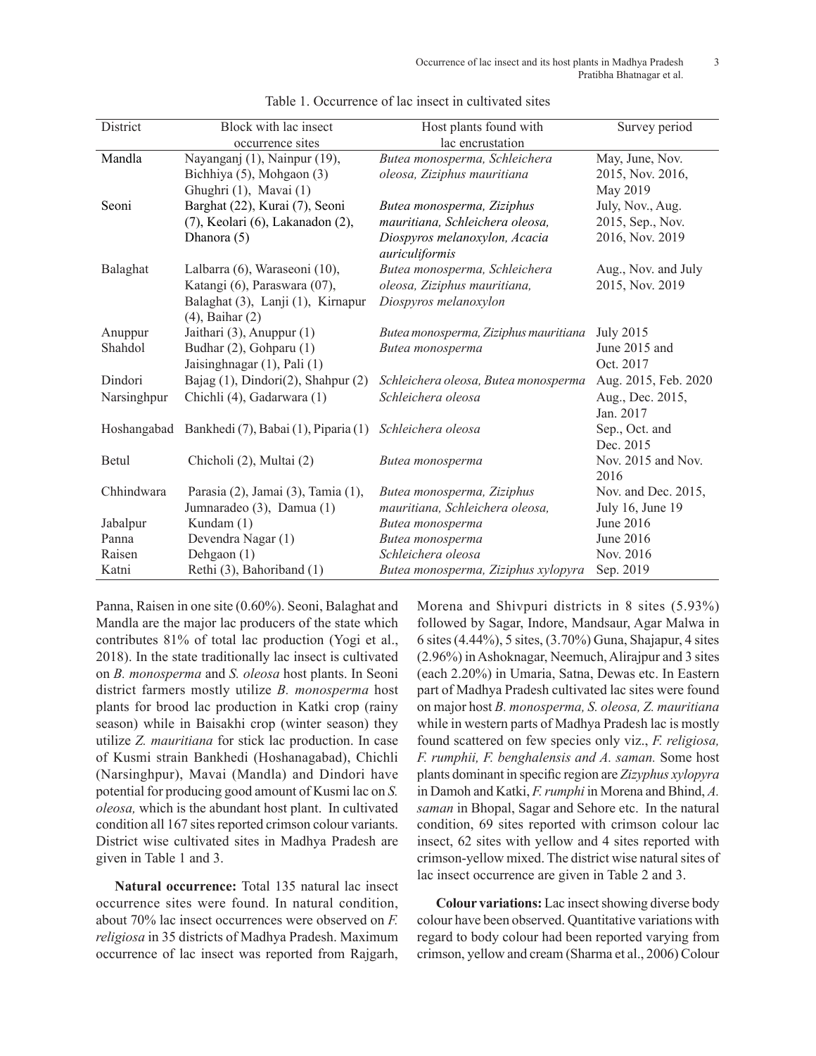Table 1. Occurrence of lac insect in cultivated sites

| District | Block with lac insect occurrence sites | Host plants found with lac encrustation | Survey period |
|---|---|---|---|
| Mandla | Nayanganj (1), Nainpur (19), Bichhiya (5), Mohgaon (3) Ghughri (1), Mavai (1) | *Butea monosperma, Schleichera oleosa, Ziziphus mauritiana* | May, June, Nov. 2015, Nov. 2016, May 2019 |
| Seoni | Barghat (22), Kurai (7), Seoni (7), Keolari (6), Lakanadon (2), Dhanora (5) | *Butea monosperma, Ziziphus mauritiana, Schleichera oleosa, Diospyros melanoxylon, Acacia auriculiformis* | July, Nov., Aug. 2015, Sep., Nov. 2016, Nov. 2019 |
| Balaghat | Lalbarra (6), Waraseoni (10), Katangi (6), Paraswara (07), Balaghat (3), Lanji (1), Kirnapur (4), Baihar (2) | *Butea monosperma, Schleichera oleosa, Ziziphus mauritiana, Diospyros melanoxylon* | Aug., Nov. and July 2015, Nov. 2019 |
| Anuppur | Jaithari (3), Anuppur (1) | *Butea monosperma, Ziziphus mauritiana* | July 2015 |
| Shahdol | Budhar (2), Gohparu (1) Jaisinghnagar (1), Pali (1) | *Butea monosperma* | June 2015 and Oct. 2017 |
| Dindori | Bajag (1), Dindori(2), Shahpur (2) | *Schleichera oleosa, Butea monosperma* | Aug. 2015, Feb. 2020 |
| Narsinghpur | Chichli (4), Gadarwara (1) | *Schleichera oleosa* | Aug., Dec. 2015, Jan. 2017 |
| Hoshangabad | Bankhedi (7), Babai (1), Piparia (1) | *Schleichera oleosa* | Sep., Oct. and Dec. 2015 |
| Betul | Chicholi (2), Multai (2) | *Butea monosperma* | Nov. 2015 and Nov. 2016 |
| Chhindwara | Parasia (2), Jamai (3), Tamia (1), Jumnaradeo (3), Damua (1) | *Butea monosperma, Ziziphus mauritiana, Schleichera oleosa,* | Nov. and Dec. 2015, July 16, June 19 |
| Jabalpur | Kundam (1) | *Butea monosperma* | June 2016 |
| Panna | Devendra Nagar (1) | *Butea monosperma* | June 2016 |
| Raisen | Dehgaon (1) | *Schleichera oleosa* | Nov. 2016 |
| Katni | Rethi (3), Bahoriband (1) | *Butea monosperma, Ziziphus xylopyra* | Sep. 2019 |

Panna, Raisen in one site (0.60%). Seoni, Balaghat and Mandla are the major lac producers of the state which contributes 81% of total lac production (Yogi et al., 2018). In the state traditionally lac insect is cultivated on *B. monosperma* and *S. oleosa* host plants. In Seoni district farmers mostly utilize *B. monosperma* host plants for brood lac production in Katki crop (rainy season) while in Baisakhi crop (winter season) they utilize *Z. mauritiana* for stick lac production. In case of Kusmi strain Bankhedi (Hoshanagabad), Chichli (Narsinghpur), Mavai (Mandla) and Dindori have potential for producing good amount of Kusmi lac on *S. oleosa,* which is the abundant host plant. In cultivated condition all 167 sites reported crimson colour variants. District wise cultivated sites in Madhya Pradesh are given in Table 1 and 3.

**Natural occurrence:** Total 135 natural lac insect occurrence sites were found. In natural condition, about 70% lac insect occurrences were observed on *F. religiosa* in 35 districts of Madhya Pradesh. Maximum occurrence of lac insect was reported from Rajgarh, Morena and Shivpuri districts in 8 sites (5.93%) followed by Sagar, Indore, Mandsaur, Agar Malwa in 6 sites (4.44%), 5 sites, (3.70%) Guna, Shajapur, 4 sites (2.96%) in Ashoknagar, Neemuch, Alirajpur and 3 sites (each 2.20%) in Umaria, Satna, Dewas etc. In Eastern part of Madhya Pradesh cultivated lac sites were found on major host *B. monosperma, S. oleosa, Z. mauritiana* while in western parts of Madhya Pradesh lac is mostly found scattered on few species only viz., *F. religiosa, F. rumphii, F. benghalensis and A. saman.* Some host plants dominant in specific region are *Zizyphus xylopyra* in Damoh and Katki, *F. rumphi* in Morena and Bhind, *A. saman* in Bhopal, Sagar and Sehore etc. In the natural condition, 69 sites reported with crimson colour lac insect, 62 sites with yellow and 4 sites reported with crimson-yellow mixed. The district wise natural sites of lac insect occurrence are given in Table 2 and 3.

**Colour variations:** Lac insect showing diverse body colour have been observed. Quantitative variations with regard to body colour had been reported varying from crimson, yellow and cream (Sharma et al., 2006) Colour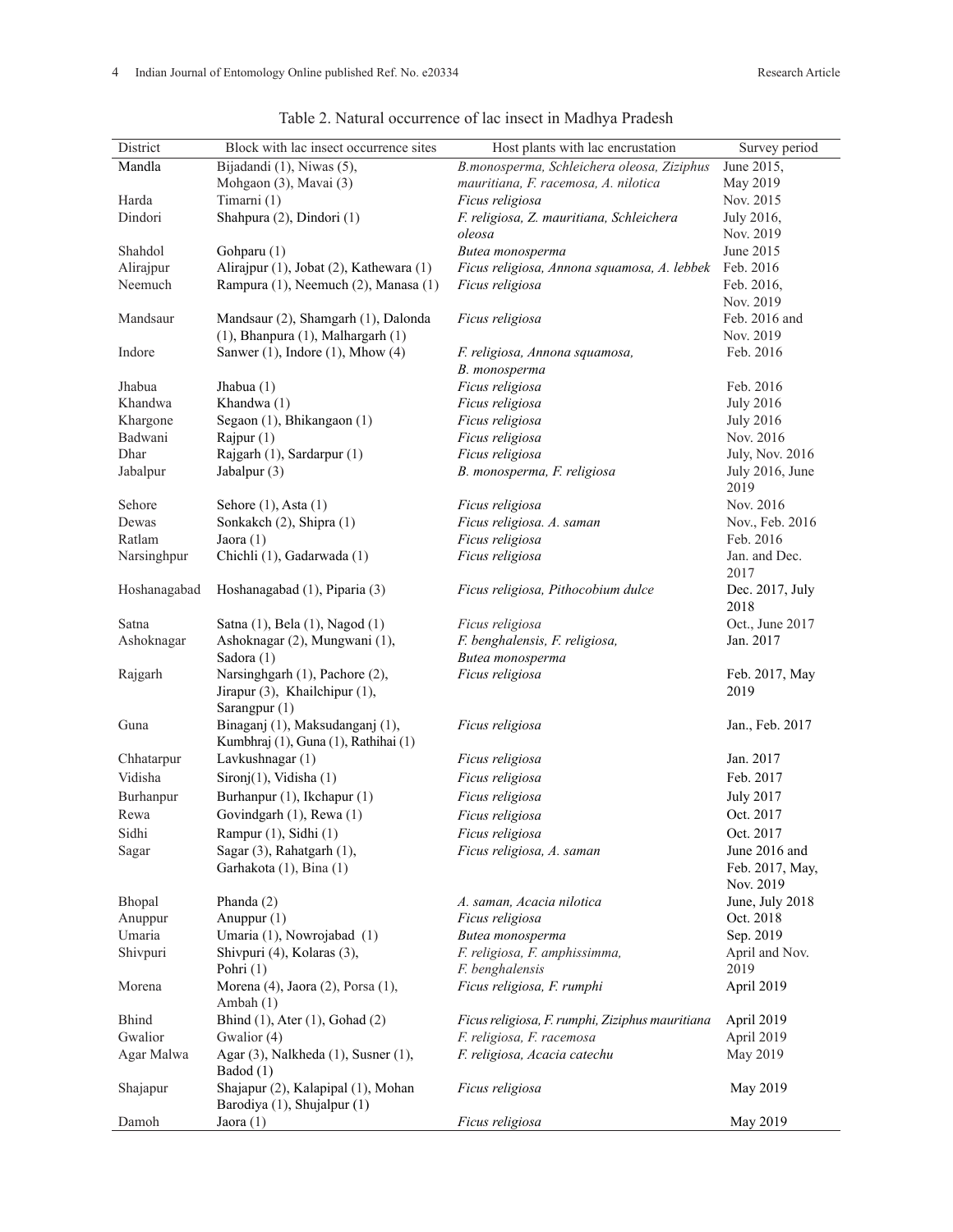Table 2. Natural occurrence of lac insect in Madhya Pradesh

| District | Block with lac insect occurrence sites | Host plants with lac encrustation | Survey period |
|---|---|---|---|
| Mandla | Bijadandi (1), Niwas (5), Mohgaon (3), Mavai (3) | *B.monosperma, Schleichera oleosa, Ziziphus mauritiana, F. racemosa, A. nilotica* | June 2015, May 2019 |
| Harda | Timarni (1) | *Ficus religiosa* | Nov. 2015 |
| Dindori | Shahpura (2), Dindori (1) | *F. religiosa, Z. mauritiana, Schleichera oleosa* | July 2016, Nov. 2019 |
| Shahdol | Gohparu (1) | *Butea monosperma* | June 2015 |
| Alirajpur | Alirajpur (1), Jobat (2), Kathewara (1) | *Ficus religiosa, Annona squamosa, A. lebbek* | Feb. 2016 |
| Neemuch | Rampura (1), Neemuch (2), Manasa (1) | *Ficus religiosa* | Feb. 2016, Nov. 2019 |
| Mandsaur | Mandsaur (2), Shamgarh (1), Dalonda (1), Bhanpura (1), Malhargarh (1) | *Ficus religiosa* | Feb. 2016 and Nov. 2019 |
| Indore | Sanwer (1), Indore (1), Mhow (4) | *F. religiosa, Annona squamosa, B. monosperma* | Feb. 2016 |
| Jhabua | Jhabua (1) | *Ficus religiosa* | Feb. 2016 |
| Khandwa | Khandwa (1) | *Ficus religiosa* | July 2016 |
| Khargone | Segaon (1), Bhikangaon (1) | *Ficus religiosa* | July 2016 |
| Badwani | Rajpur (1) | *Ficus religiosa* | Nov. 2016 |
| Dhar | Rajgarh (1), Sardarpur (1) | *Ficus religiosa* | July, Nov. 2016 |
| Jabalpur | Jabalpur (3) | *B. monosperma, F. religiosa* | July 2016, June 2019 |
| Sehore | Sehore (1), Asta (1) | *Ficus religiosa* | Nov. 2016 |
| Dewas | Sonkakch (2), Shipra (1) | *Ficus religiosa. A. saman* | Nov., Feb. 2016 |
| Ratlam | Jaora (1) | *Ficus religiosa* | Feb. 2016 |
| Narsinghpur | Chichli (1), Gadarwada (1) | *Ficus religiosa* | Jan. and Dec. 2017 |
| Hoshanagabad | Hoshanagabad (1), Piparia (3) | *Ficus religiosa, Pithocobium dulce* | Dec. 2017, July 2018 |
| Satna | Satna (1), Bela (1), Nagod (1) | *Ficus religiosa* | Oct., June 2017 |
| Ashoknagar | Ashoknagar (2), Mungwani (1), Sadora (1) | *F. benghalensis, F. religiosa, Butea monosperma* | Jan. 2017 |
| Rajgarh | Narsinghgarh (1), Pachore (2), Jirapur (3), Khailchipur (1), Sarangpur (1) | *Ficus religiosa* | Feb. 2017, May 2019 |
| Guna | Binaganj (1), Maksudanganj (1), Kumbhraj (1), Guna (1), Rathihai (1) | *Ficus religiosa* | Jan., Feb. 2017 |
| Chhatarpur | Lavkushnagar (1) | *Ficus religiosa* | Jan. 2017 |
| Vidisha | Sironj(1), Vidisha (1) | *Ficus religiosa* | Feb. 2017 |
| Burhanpur | Burhanpur (1), Ikchapur (1) | *Ficus religiosa* | July 2017 |
| Rewa | Govindgarh (1), Rewa (1) | *Ficus religiosa* | Oct. 2017 |
| Sidhi | Rampur (1), Sidhi (1) | *Ficus religiosa* | Oct. 2017 |
| Sagar | Sagar (3), Rahatgarh (1), Garhakota (1), Bina (1) | *Ficus religiosa, A. saman* | June 2016 and Feb. 2017, May, Nov. 2019 |
| Bhopal | Phanda (2) | *A. saman, Acacia nilotica* | June, July 2018 |
| Anuppur | Anuppur (1) | *Ficus religiosa* | Oct. 2018 |
| Umaria | Umaria (1), Nowrojabad (1) | *Butea monosperma* | Sep. 2019 |
| Shivpuri | Shivpuri (4), Kolaras (3), Pohri (1) | *F. religiosa, F. amphissimma, F. benghalensis* | April and Nov. 2019 |
| Morena | Morena (4), Jaora (2), Porsa (1), Ambah (1) | *Ficus religiosa, F. rumphi* | April 2019 |
| Bhind | Bhind (1), Ater (1), Gohad (2) | *Ficus religiosa, F. rumphi, Ziziphus mauritiana* | April 2019 |
| Gwalior | Gwalior (4) | *F. religiosa, F. racemosa* | April 2019 |
| Agar Malwa | Agar (3), Nalkheda (1), Susner (1), Badod (1) | *F. religiosa, Acacia catechu* | May 2019 |
| Shajapur | Shajapur (2), Kalapipal (1), Mohan Barodiya (1), Shujalpur (1) | *Ficus religiosa* | May 2019 |
| Damoh | Jaora (1) | *Ficus religiosa* | May 2019 |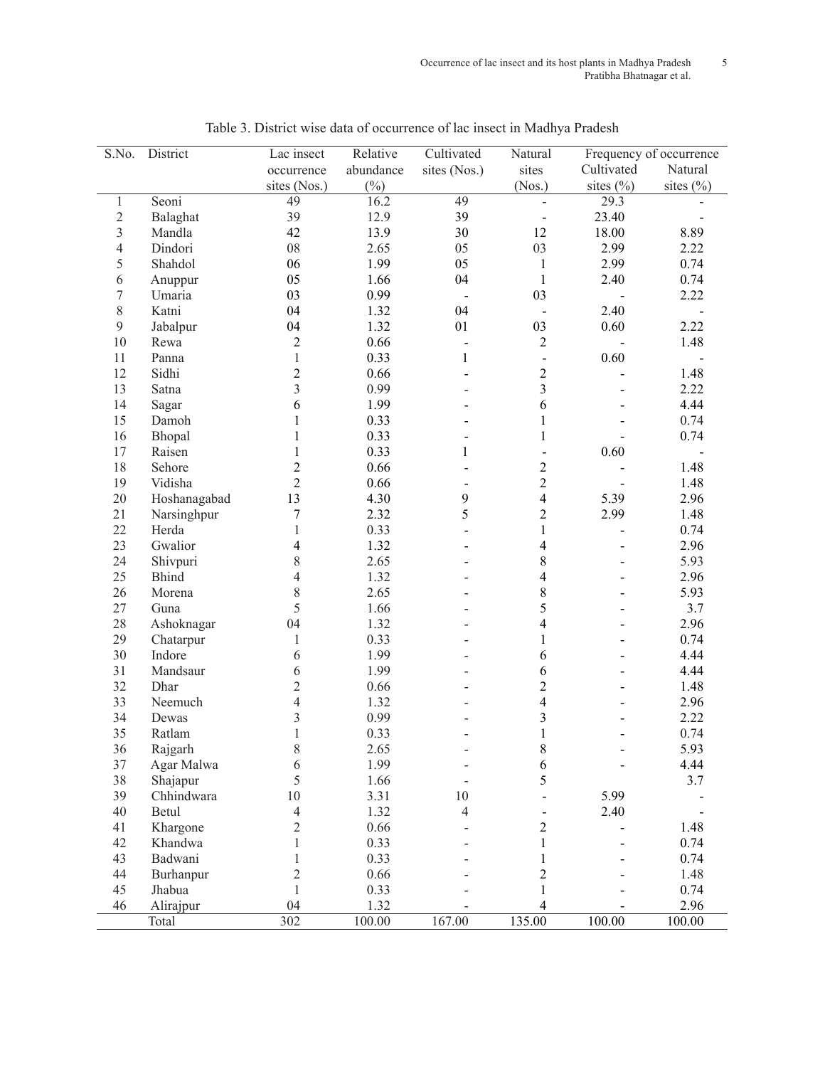Table 3. District wise data of occurrence of lac insect in Madhya Pradesh

| S.No. | District | Lac insect occurrence sites (Nos.) | Relative abundance (%) | Cultivated sites (Nos.) | Natural sites (Nos.) | Frequency of occurrence | |
|---|---|---|---|---|---|---|---|
| | | | | | | Cultivated sites (%) | Natural sites (%) |
| 1 | Seoni | 49 | 16.2 | 49 | - | 29.3 | - |
| 2 | Balaghat | 39 | 12.9 | 39 | - | 23.40 | - |
| 3 | Mandla | 42 | 13.9 | 30 | 12 | 18.00 | 8.89 |
| 4 | Dindori | 08 | 2.65 | 05 | 03 | 2.99 | 2.22 |
| 5 | Shahdol | 06 | 1.99 | 05 | 1 | 2.99 | 0.74 |
| 6 | Anuppur | 05 | 1.66 | 04 | 1 | 2.40 | 0.74 |
| 7 | Umaria | 03 | 0.99 | - | 03 | - | 2.22 |
| 8 | Katni | 04 | 1.32 | 04 | - | 2.40 | - |
| 9 | Jabalpur | 04 | 1.32 | 01 | 03 | 0.60 | 2.22 |
| 10 | Rewa | 2 | 0.66 | - | 2 | - | 1.48 |
| 11 | Panna | 1 | 0.33 | 1 | - | 0.60 | - |
| 12 | Sidhi | 2 | 0.66 | - | 2 | - | 1.48 |
| 13 | Satna | 3 | 0.99 | - | 3 | - | 2.22 |
| 14 | Sagar | 6 | 1.99 | - | 6 | - | 4.44 |
| 15 | Damoh | 1 | 0.33 | - | 1 | - | 0.74 |
| 16 | Bhopal | 1 | 0.33 | - | 1 | - | 0.74 |
| 17 | Raisen | 1 | 0.33 | 1 | - | 0.60 | - |
| 18 | Sehore | 2 | 0.66 | - | 2 | - | 1.48 |
| 19 | Vidisha | 2 | 0.66 | - | 2 | - | 1.48 |
| 20 | Hoshanagabad | 13 | 4.30 | 9 | 4 | 5.39 | 2.96 |
| 21 | Narsinghpur | 7 | 2.32 | 5 | 2 | 2.99 | 1.48 |
| 22 | Herda | 1 | 0.33 | - | 1 | - | 0.74 |
| 23 | Gwalior | 4 | 1.32 | - | 4 | - | 2.96 |
| 24 | Shivpuri | 8 | 2.65 | - | 8 | - | 5.93 |
| 25 | Bhind | 4 | 1.32 | - | 4 | - | 2.96 |
| 26 | Morena | 8 | 2.65 | - | 8 | - | 5.93 |
| 27 | Guna | 5 | 1.66 | - | 5 | - | 3.7 |
| 28 | Ashoknagar | 04 | 1.32 | - | 4 | - | 2.96 |
| 29 | Chatarpur | 1 | 0.33 | - | 1 | - | 0.74 |
| 30 | Indore | 6 | 1.99 | - | 6 | - | 4.44 |
| 31 | Mandsaur | 6 | 1.99 | - | 6 | - | 4.44 |
| 32 | Dhar | 2 | 0.66 | - | 2 | - | 1.48 |
| 33 | Neemuch | 4 | 1.32 | - | 4 | - | 2.96 |
| 34 | Dewas | 3 | 0.99 | - | 3 | - | 2.22 |
| 35 | Ratlam | 1 | 0.33 | - | 1 | - | 0.74 |
| 36 | Rajgarh | 8 | 2.65 | - | 8 | - | 5.93 |
| 37 | Agar Malwa | 6 | 1.99 | - | 6 | - | 4.44 |
| 38 | Shajapur | 5 | 1.66 | - | 5 | | 3.7 |
| 39 | Chhindwara | 10 | 3.31 | 10 | - | 5.99 | - |
| 40 | Betul | 4 | 1.32 | 4 | - | 2.40 | - |
| 41 | Khargone | 2 | 0.66 | - | 2 | - | 1.48 |
| 42 | Khandwa | 1 | 0.33 | - | 1 | - | 0.74 |
| 43 | Badwani | 1 | 0.33 | - | 1 | - | 0.74 |
| 44 | Burhanpur | 2 | 0.66 | - | 2 | - | 1.48 |
| 45 | Jhabua | 1 | 0.33 | - | 1 | - | 0.74 |
| 46 | Alirajpur | 04 | 1.32 | - | 4 | - | 2.96 |
| | Total | 302 | 100.00 | 167.00 | 135.00 | 100.00 | 100.00 |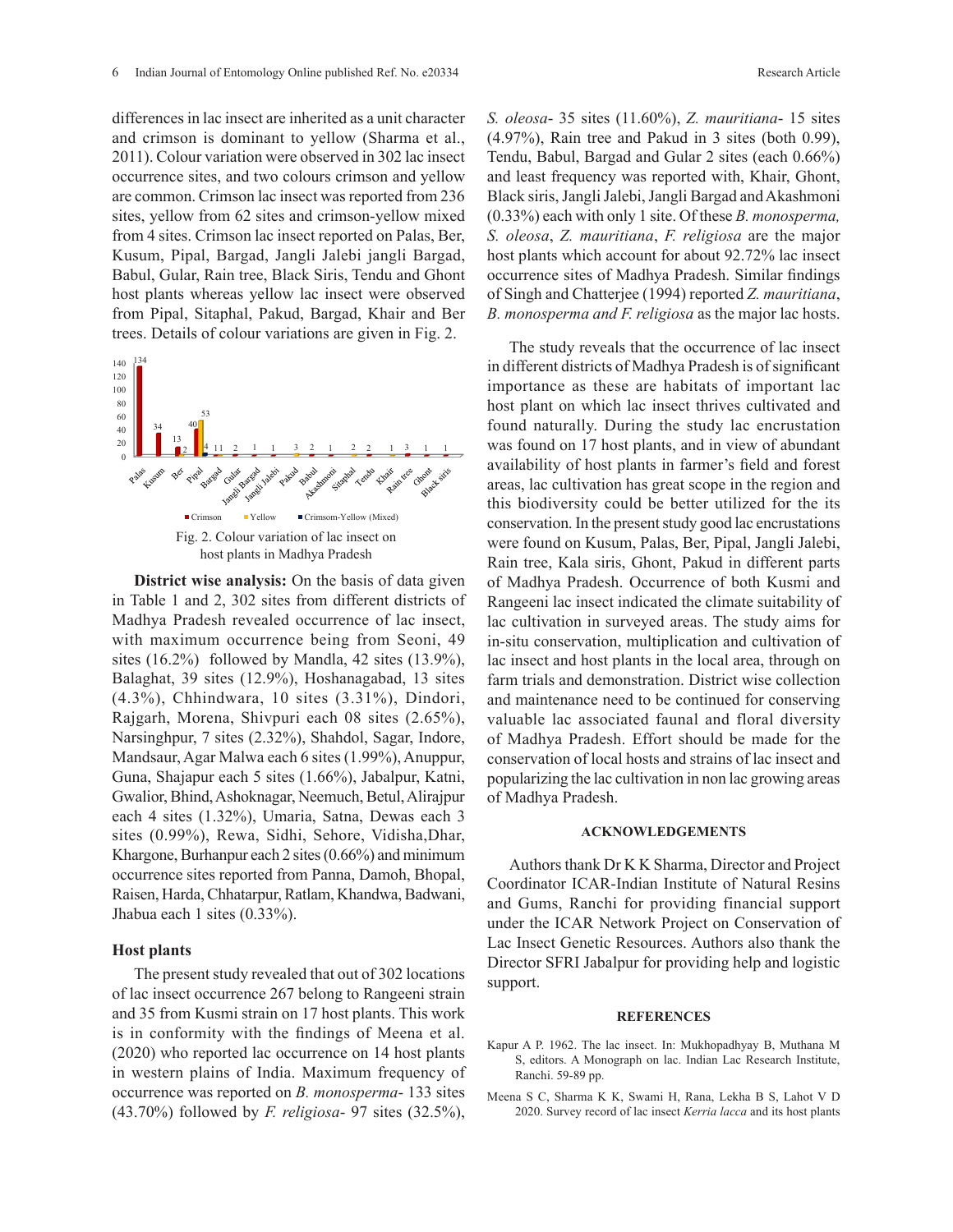differences in lac insect are inherited as a unit character and crimson is dominant to yellow (Sharma et al., 2011). Colour variation were observed in 302 lac insect occurrence sites, and two colours crimson and yellow are common. Crimson lac insect was reported from 236 sites, yellow from 62 sites and crimson-yellow mixed from 4 sites. Crimson lac insect reported on Palas, Ber, Kusum, Pipal, Bargad, Jangli Jalebi jangli Bargad, Babul, Gular, Rain tree, Black Siris, Tendu and Ghont host plants whereas yellow lac insect were observed from Pipal, Sitaphal, Pakud, Bargad, Khair and Ber trees. Details of colour variations are given in Fig. 2.

Fig. 2. Colour variation of lac insect on host plants in Madhya Pradesh

**District wise analysis:** On the basis of data given in Table 1 and 2, 302 sites from different districts of Madhya Pradesh revealed occurrence of lac insect, with maximum occurrence being from Seoni, 49 sites (16.2%) followed by Mandla, 42 sites (13.9%), Balaghat, 39 sites (12.9%), Hoshanagabad, 13 sites (4.3%), Chhindwara, 10 sites (3.31%), Dindori, Rajgarh, Morena, Shivpuri each 08 sites (2.65%), Narsinghpur, 7 sites (2.32%), Shahdol, Sagar, Indore, Mandsaur, Agar Malwa each 6 sites (1.99%), Anuppur, Guna, Shajapur each 5 sites (1.66%), Jabalpur, Katni, Gwalior, Bhind, Ashoknagar, Neemuch, Betul, Alirajpur each 4 sites (1.32%), Umaria, Satna, Dewas each 3 sites (0.99%), Rewa, Sidhi, Sehore, Vidisha, Dhar, Khargone, Burhanpur each 2 sites (0.66%) and minimum occurrence sites reported from Panna, Damoh, Bhopal, Raisen, Harda, Chhatarpur, Ratlam, Khandwa, Badwani, Jhabua each 1 sites (0.33%).

### Host plants

The present study revealed that out of 302 locations of lac insect occurrence 267 belong to Rangeeni strain and 35 from Kusmi strain on 17 host plants. This work is in conformity with the findings of Meena et al. (2020) who reported lac occurrence on 14 host plants in western plains of India. Maximum frequency of occurrence was reported on *B. monosperma*- 133 sites (43.70%) followed by *F. religiosa*- 97 sites (32.5%), *S. oleosa*- 35 sites (11.60%), *Z. mauritiana*- 15 sites (4.97%), Rain tree and Pakud in 3 sites (both 0.99), Tendu, Babul, Bargad and Gular 2 sites (each 0.66%) and least frequency was reported with, Khair, Ghont, Black siris, Jangli Jalebi, Jangli Bargad and Akashmoni (0.33%) each with only 1 site. Of these *B. monosperma, S. oleosa*, *Z. mauritiana*, *F. religiosa* are the major host plants which account for about 92.72% lac insect occurrence sites of Madhya Pradesh. Similar findings of Singh and Chatterjee (1994) reported *Z. mauritiana*, *B. monosperma and F. religiosa* as the major lac hosts.

The study reveals that the occurrence of lac insect in different districts of Madhya Pradesh is of significant importance as these are habitats of important lac host plant on which lac insect thrives cultivated and found naturally. During the study lac encrustation was found on 17 host plants, and in view of abundant availability of host plants in farmer's field and forest areas, lac cultivation has great scope in the region and this biodiversity could be better utilized for the its conservation. In the present study good lac encrustations were found on Kusum, Palas, Ber, Pipal, Jangli Jalebi, Rain tree, Kala siris, Ghont, Pakud in different parts of Madhya Pradesh. Occurrence of both Kusmi and Rangeeni lac insect indicated the climate suitability of lac cultivation in surveyed areas. The study aims for in-situ conservation, multiplication and cultivation of lac insect and host plants in the local area, through on farm trials and demonstration. District wise collection and maintenance need to be continued for conserving valuable lac associated faunal and floral diversity of Madhya Pradesh. Effort should be made for the conservation of local hosts and strains of lac insect and popularizing the lac cultivation in non lac growing areas of Madhya Pradesh.

## ACKNOWLEDGEMENTS

Authors thank Dr K K Sharma, Director and Project Coordinator ICAR-Indian Institute of Natural Resins and Gums, Ranchi for providing financial support under the ICAR Network Project on Conservation of Lac Insect Genetic Resources. Authors also thank the Director SFRI Jabalpur for providing help and logistic support.

## REFERENCES

Kapur A P. 1962. The lac insect. In: Mukhopadhyay B, Muthana M S, editors. A Monograph on lac. Indian Lac Research Institute, Ranchi. 59-89 pp.

Meena S C, Sharma K K, Swami H, Rana, Lekha B S, Lahot V D 2020. Survey record of lac insect *Kerria lacca* and its host plants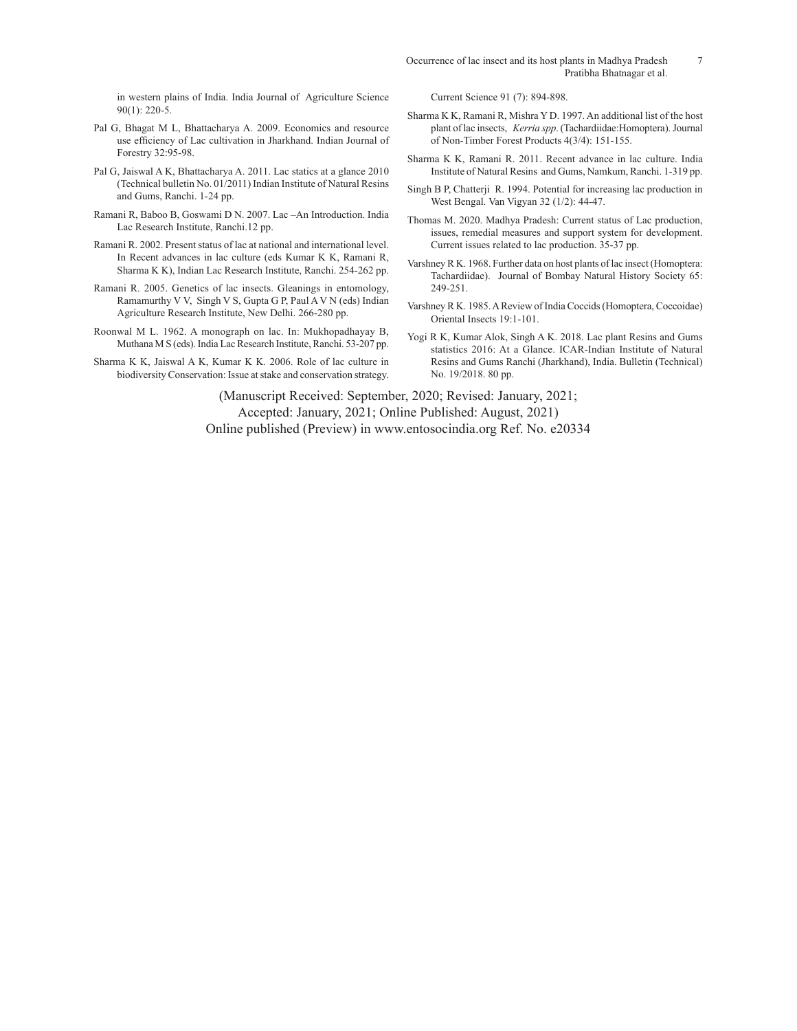in western plains of India. India Journal of Agriculture Science 90(1): 220-5.

Pal G, Bhagat M L, Bhattacharya A. 2009. Economics and resource use efficiency of Lac cultivation in Jharkhand. Indian Journal of Forestry 32:95-98.

Pal G, Jaiswal A K, Bhattacharya A. 2011. Lac statics at a glance 2010 (Technical bulletin No. 01/2011) Indian Institute of Natural Resins and Gums, Ranchi. 1-24 pp.

Ramani R, Baboo B, Goswami D N. 2007. Lac –An Introduction. India Lac Research Institute, Ranchi.12 pp.

Ramani R. 2002. Present status of lac at national and international level. In Recent advances in lac culture (eds Kumar K K, Ramani R, Sharma K K), Indian Lac Research Institute, Ranchi. 254-262 pp.

Ramani R. 2005. Genetics of lac insects. Gleanings in entomology, Ramamurthy V V, Singh V S, Gupta G P, Paul A V N (eds) Indian Agriculture Research Institute, New Delhi. 266-280 pp.

Roonwal M L. 1962. A monograph on lac. In: Mukhopadhayay B, Muthana M S (eds). India Lac Research Institute, Ranchi. 53-207 pp.

Sharma K K, Jaiswal A K, Kumar K K. 2006. Role of lac culture in biodiversity Conservation: Issue at stake and conservation strategy. Current Science 91 (7): 894-898.

Sharma K K, Ramani R, Mishra Y D. 1997. An additional list of the host plant of lac insects, *Kerria spp*. (Tachardiidae:Homoptera). Journal of Non-Timber Forest Products 4(3/4): 151-155.

Sharma K K, Ramani R. 2011. Recent advance in lac culture. India Institute of Natural Resins and Gums, Namkum, Ranchi. 1-319 pp.

Singh B P, Chatterji R. 1994. Potential for increasing lac production in West Bengal. Van Vigyan 32 (1/2): 44-47.

Thomas M. 2020. Madhya Pradesh: Current status of Lac production, issues, remedial measures and support system for development. Current issues related to lac production. 35-37 pp.

Varshney R K. 1968. Further data on host plants of lac insect (Homoptera: Tachardiidae). Journal of Bombay Natural History Society 65: 249-251.

Varshney R K. 1985. A Review of India Coccids (Homoptera, Coccoidae) Oriental Insects 19:1-101.

Yogi R K, Kumar Alok, Singh A K. 2018. Lac plant Resins and Gums statistics 2016: At a Glance. ICAR-Indian Institute of Natural Resins and Gums Ranchi (Jharkhand), India. Bulletin (Technical) No. 19/2018. 80 pp.

(Manuscript Received: September, 2020; Revised: January, 2021; Accepted: January, 2021; Online Published: August, 2021)
Online published (Preview) in www.entosocindia.org Ref. No. e20334